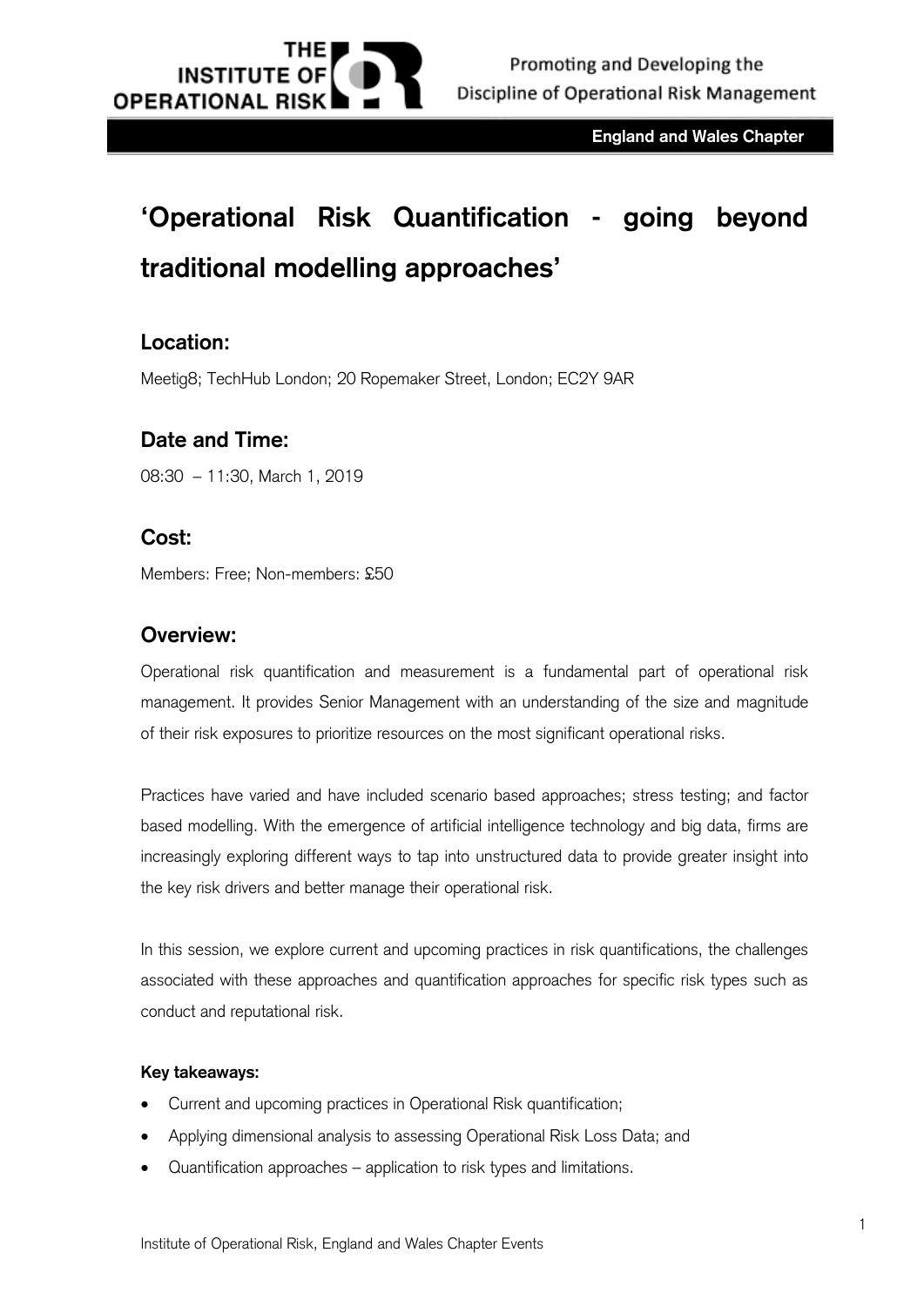# 'Operational Risk Quantification - going beyond traditional modelling approaches'

## Location:

Meetig8; TechHub London; 20 Ropemaker Street, London; EC2Y 9AR

## Date and Time:

08:30 – 11:30, March 1, 2019

## Cost:

Members: Free; Non-members: £50

## Overview:

Operational risk quantification and measurement is a fundamental part of operational risk management. It provides Senior Management with an understanding of the size and magnitude of their risk exposures to prioritize resources on the most significant operational risks.

Practices have varied and have included scenario based approaches; stress testing; and factor based modelling. With the emergence of artificial intelligence technology and big data, firms are increasingly exploring different ways to tap into unstructured data to provide greater insight into the key risk drivers and better manage their operational risk.

In this session, we explore current and upcoming practices in risk quantifications, the challenges associated with these approaches and quantification approaches for specific risk types such as conduct and reputational risk.

**Key takeaways:**

- Current and upcoming practices in Operational Risk quantification;
- Applying dimensional analysis to assessing Operational Risk Loss Data; and
- Quantification approaches – application to risk types and limitations.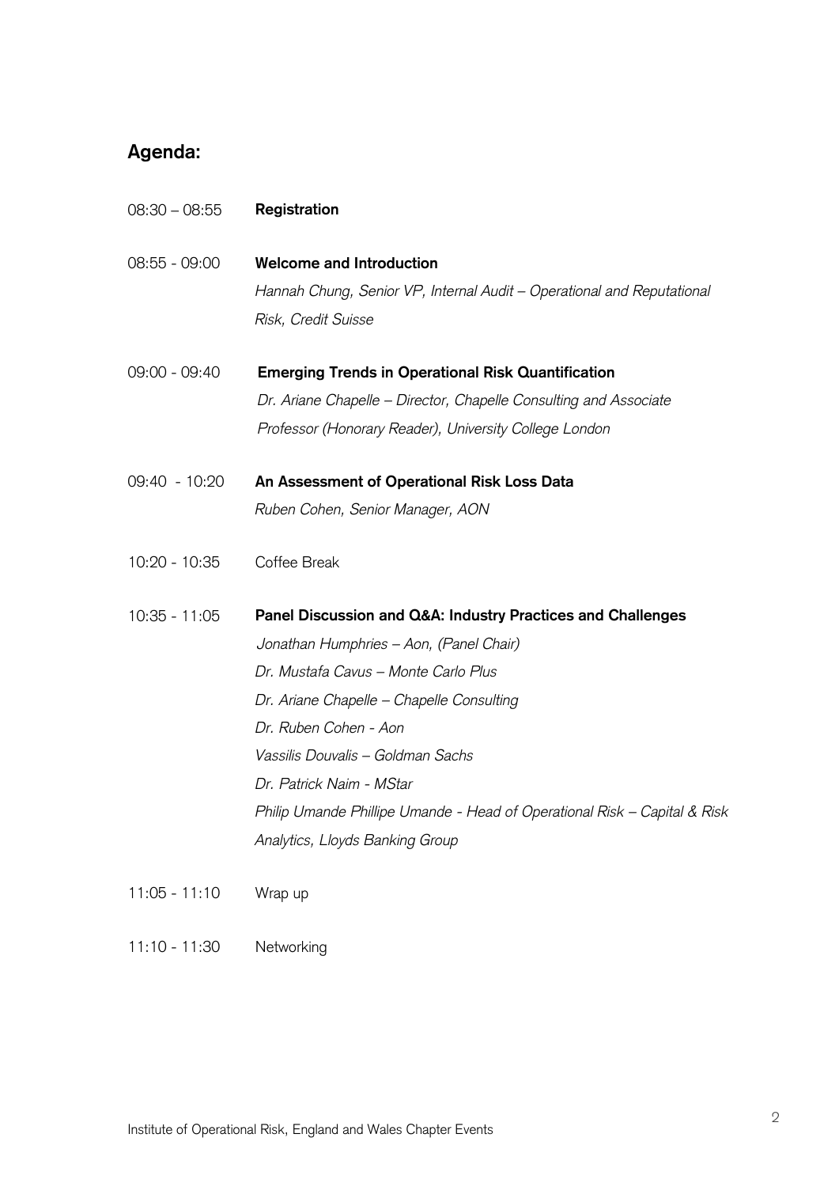## Agenda:

08:30 – 08:55 **Registration**

08:55 - 09:00 **Welcome and Introduction**
*Hannah Chung, Senior VP, Internal Audit – Operational and Reputational Risk, Credit Suisse*

09:00 - 09:40 **Emerging Trends in Operational Risk Quantification**
*Dr. Ariane Chapelle – Director, Chapelle Consulting and Associate Professor (Honorary Reader), University College London*

09:40 - 10:20 **An Assessment of Operational Risk Loss Data**
*Ruben Cohen, Senior Manager, AON*

10:20 - 10:35 Coffee Break

10:35 - 11:05 **Panel Discussion and Q&A: Industry Practices and Challenges**
*Jonathan Humphries – Aon, (Panel Chair)*
*Dr. Mustafa Cavus – Monte Carlo Plus*
*Dr. Ariane Chapelle – Chapelle Consulting*
*Dr. Ruben Cohen - Aon*
*Vassilis Douvalis – Goldman Sachs*
*Dr. Patrick Naim - MStar*
*Philip Umande Phillipe Umande - Head of Operational Risk – Capital & Risk Analytics, Lloyds Banking Group*

11:05 - 11:10 Wrap up

11:10 - 11:30 Networking